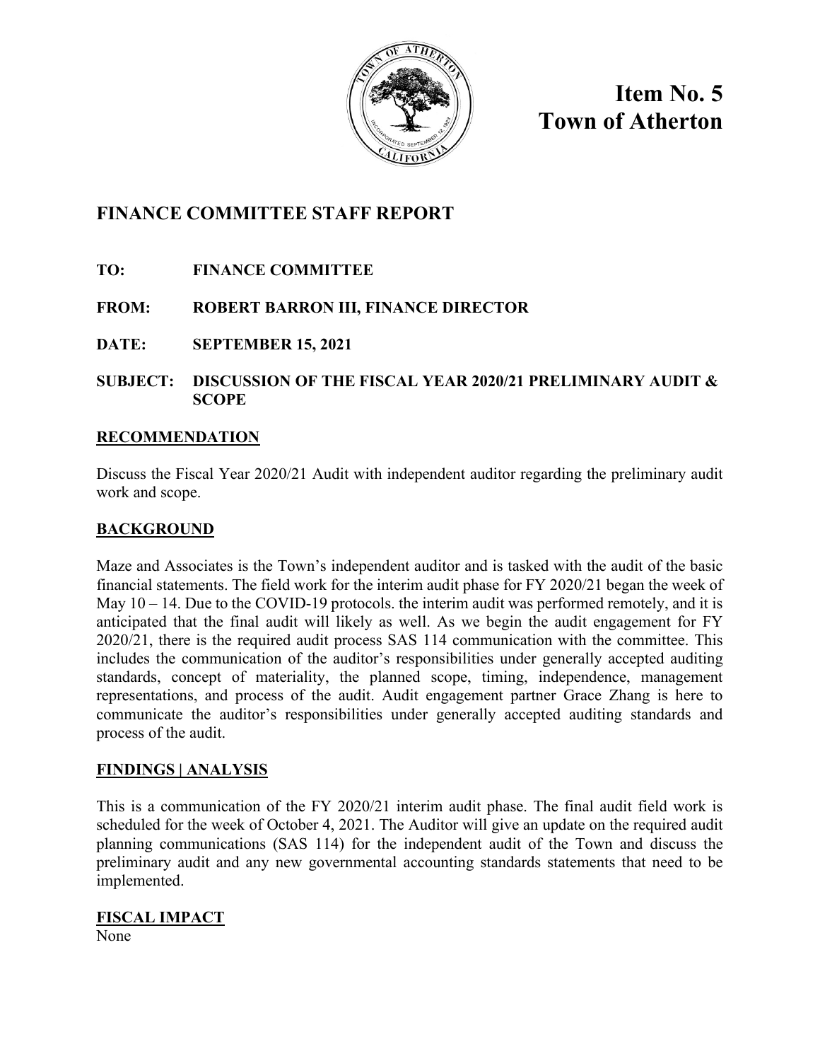# Item No. 5
# Town of Atherton

## FINANCE COMMITTEE STAFF REPORT

**TO:** **FINANCE COMMITTEE**

**FROM:** **ROBERT BARRON III, FINANCE DIRECTOR**

**DATE:** **SEPTEMBER 15, 2021**

**SUBJECT:** **DISCUSSION OF THE FISCAL YEAR 2020/21 PRELIMINARY AUDIT & SCOPE**

### RECOMMENDATION

Discuss the Fiscal Year 2020/21 Audit with independent auditor regarding the preliminary audit work and scope.

### BACKGROUND

Maze and Associates is the Town's independent auditor and is tasked with the audit of the basic financial statements. The field work for the interim audit phase for FY 2020/21 began the week of May 10 – 14. Due to the COVID-19 protocols. the interim audit was performed remotely, and it is anticipated that the final audit will likely as well. As we begin the audit engagement for FY 2020/21, there is the required audit process SAS 114 communication with the committee. This includes the communication of the auditor's responsibilities under generally accepted auditing standards, concept of materiality, the planned scope, timing, independence, management representations, and process of the audit. Audit engagement partner Grace Zhang is here to communicate the auditor's responsibilities under generally accepted auditing standards and process of the audit.

### FINDINGS | ANALYSIS

This is a communication of the FY 2020/21 interim audit phase. The final audit field work is scheduled for the week of October 4, 2021. The Auditor will give an update on the required audit planning communications (SAS 114) for the independent audit of the Town and discuss the preliminary audit and any new governmental accounting standards statements that need to be implemented.

### FISCAL IMPACT

None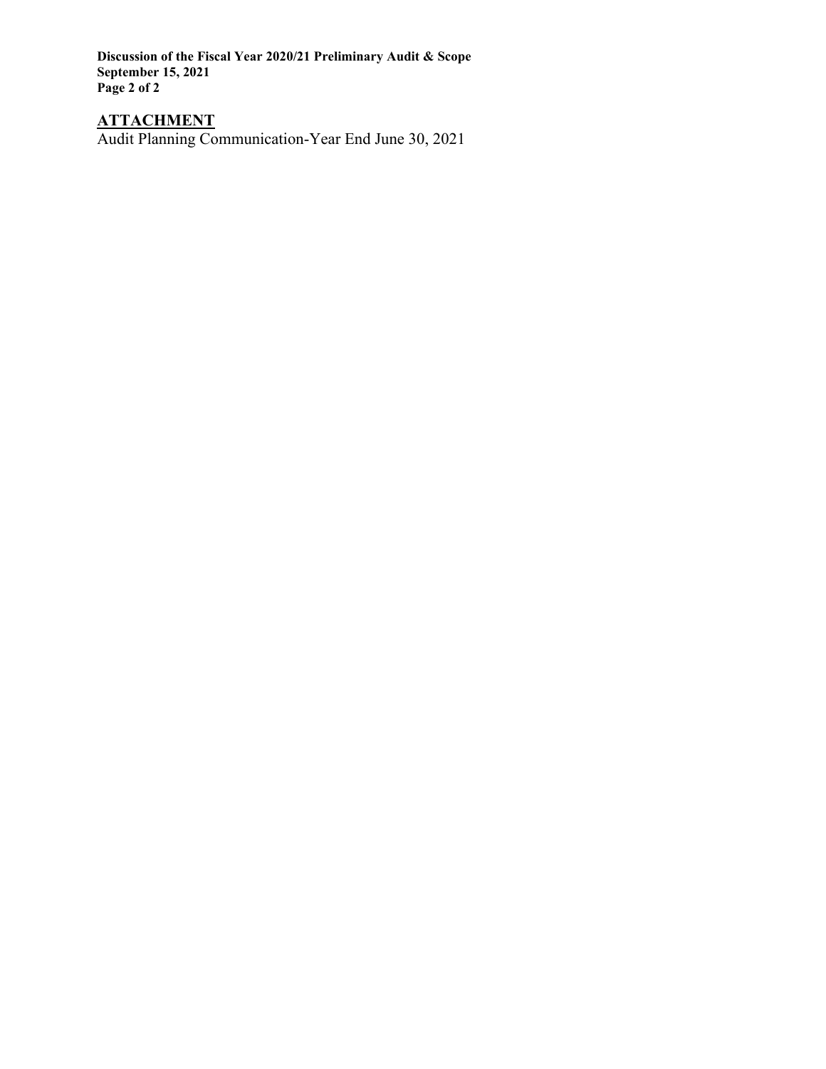## ATTACHMENT

Audit Planning Communication-Year End June 30, 2021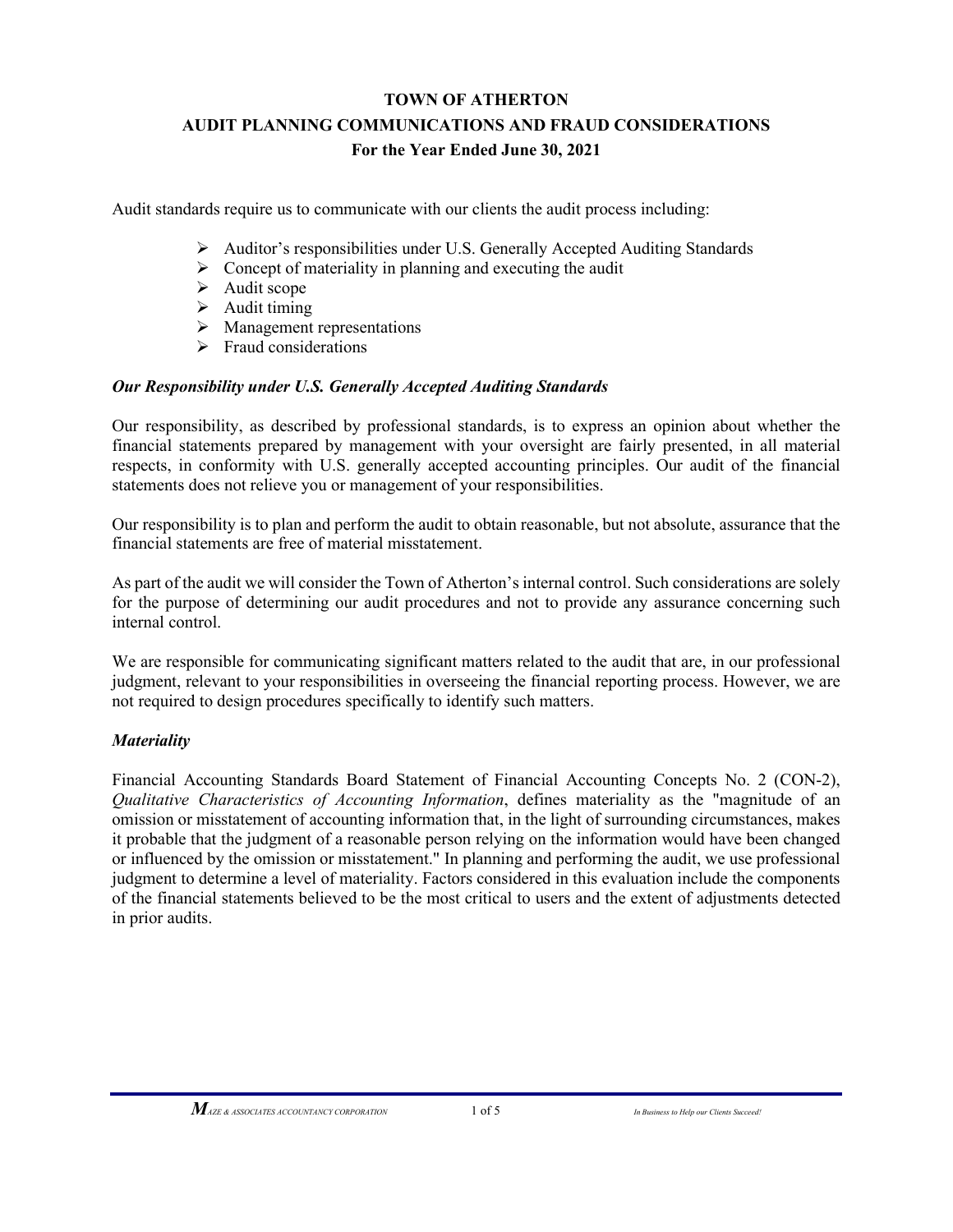# TOWN OF ATHERTON
## AUDIT PLANNING COMMUNICATIONS AND FRAUD CONSIDERATIONS
### For the Year Ended June 30, 2021

Audit standards require us to communicate with our clients the audit process including:

- Auditor's responsibilities under U.S. Generally Accepted Auditing Standards
- Concept of materiality in planning and executing the audit
- Audit scope
- Audit timing
- Management representations
- Fraud considerations

***Our Responsibility under U.S. Generally Accepted Auditing Standards***

Our responsibility, as described by professional standards, is to express an opinion about whether the financial statements prepared by management with your oversight are fairly presented, in all material respects, in conformity with U.S. generally accepted accounting principles. Our audit of the financial statements does not relieve you or management of your responsibilities.

Our responsibility is to plan and perform the audit to obtain reasonable, but not absolute, assurance that the financial statements are free of material misstatement.

As part of the audit we will consider the Town of Atherton's internal control. Such considerations are solely for the purpose of determining our audit procedures and not to provide any assurance concerning such internal control.

We are responsible for communicating significant matters related to the audit that are, in our professional judgment, relevant to your responsibilities in overseeing the financial reporting process. However, we are not required to design procedures specifically to identify such matters.

***Materiality***

Financial Accounting Standards Board Statement of Financial Accounting Concepts No. 2 (CON-2), *Qualitative Characteristics of Accounting Information*, defines materiality as the "magnitude of an omission or misstatement of accounting information that, in the light of surrounding circumstances, makes it probable that the judgment of a reasonable person relying on the information would have been changed or influenced by the omission or misstatement." In planning and performing the audit, we use professional judgment to determine a level of materiality. Factors considered in this evaluation include the components of the financial statements believed to be the most critical to users and the extent of adjustments detected in prior audits.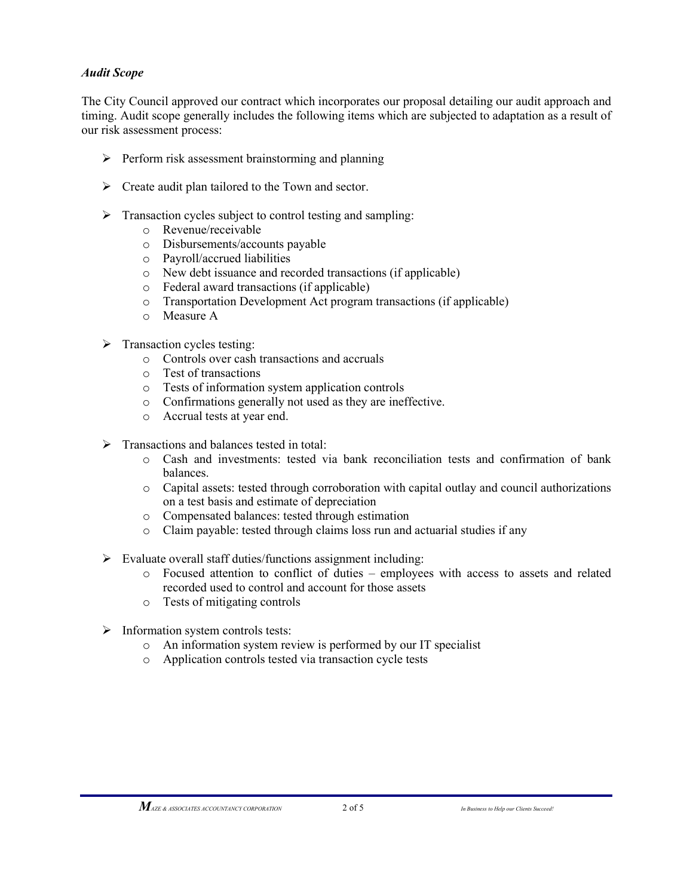***Audit Scope***

The City Council approved our contract which incorporates our proposal detailing our audit approach and timing. Audit scope generally includes the following items which are subjected to adaptation as a result of our risk assessment process:

- Perform risk assessment brainstorming and planning
- Create audit plan tailored to the Town and sector.
- Transaction cycles subject to control testing and sampling:
  - Revenue/receivable
  - Disbursements/accounts payable
  - Payroll/accrued liabilities
  - New debt issuance and recorded transactions (if applicable)
  - Federal award transactions (if applicable)
  - Transportation Development Act program transactions (if applicable)
  - Measure A
- Transaction cycles testing:
  - Controls over cash transactions and accruals
  - Test of transactions
  - Tests of information system application controls
  - Confirmations generally not used as they are ineffective.
  - Accrual tests at year end.
- Transactions and balances tested in total:
  - Cash and investments: tested via bank reconciliation tests and confirmation of bank balances.
  - Capital assets: tested through corroboration with capital outlay and council authorizations on a test basis and estimate of depreciation
  - Compensated balances: tested through estimation
  - Claim payable: tested through claims loss run and actuarial studies if any
- Evaluate overall staff duties/functions assignment including:
  - Focused attention to conflict of duties – employees with access to assets and related recorded used to control and account for those assets
  - Tests of mitigating controls
- Information system controls tests:
  - An information system review is performed by our IT specialist
  - Application controls tested via transaction cycle tests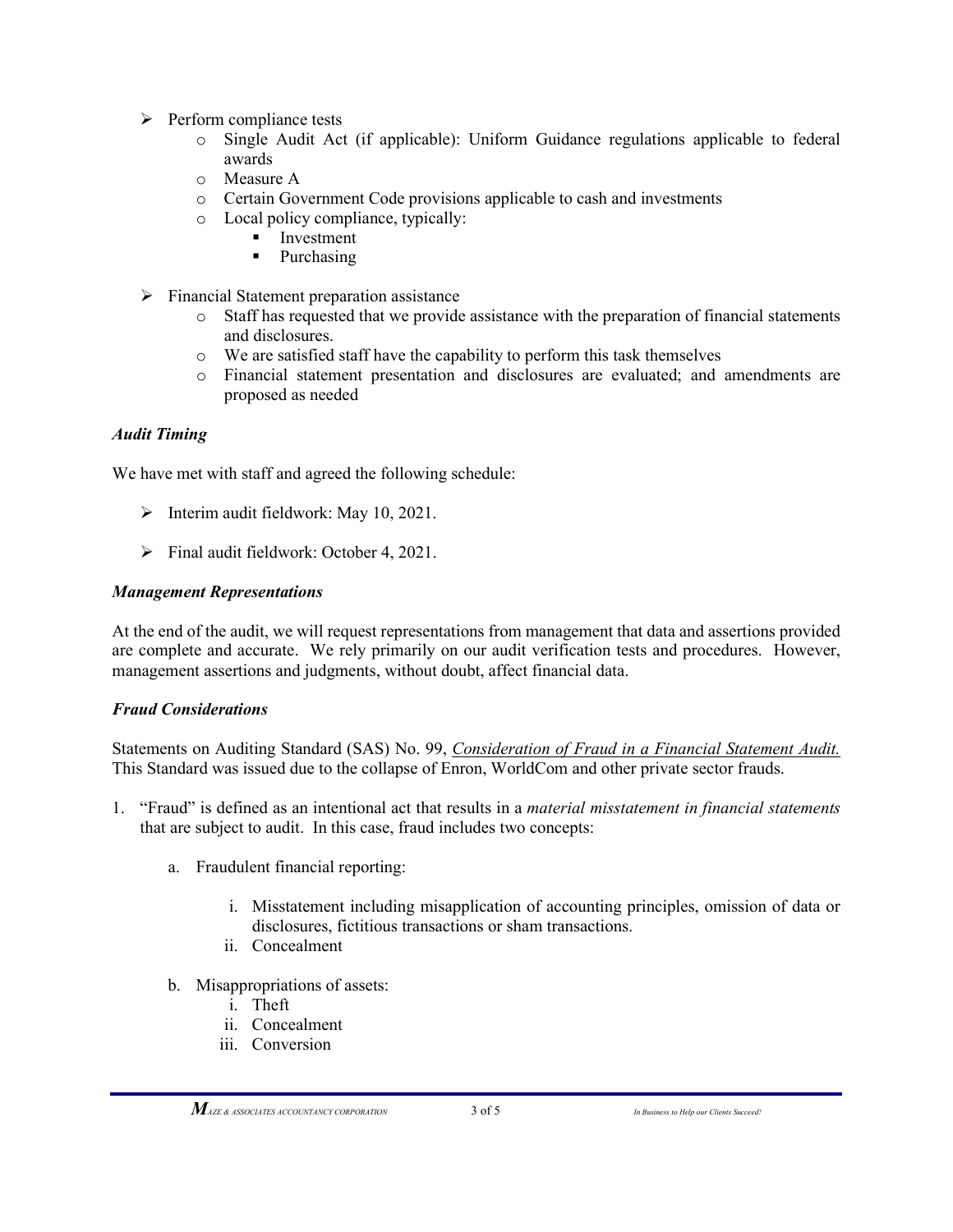- Perform compliance tests
  - Single Audit Act (if applicable): Uniform Guidance regulations applicable to federal awards
  - Measure A
  - Certain Government Code provisions applicable to cash and investments
  - Local policy compliance, typically:
    - Investment
    - Purchasing

- Financial Statement preparation assistance
  - Staff has requested that we provide assistance with the preparation of financial statements and disclosures.
  - We are satisfied staff have the capability to perform this task themselves
  - Financial statement presentation and disclosures are evaluated; and amendments are proposed as needed

### *Audit Timing*

We have met with staff and agreed the following schedule:

- Interim audit fieldwork: May 10, 2021.

- Final audit fieldwork: October 4, 2021.

### *Management Representations*

At the end of the audit, we will request representations from management that data and assertions provided are complete and accurate. We rely primarily on our audit verification tests and procedures. However, management assertions and judgments, without doubt, affect financial data.

### *Fraud Considerations*

Statements on Auditing Standard (SAS) No. 99, Consideration of Fraud in a Financial Statement Audit. This Standard was issued due to the collapse of Enron, WorldCom and other private sector frauds.

1. "Fraud" is defined as an intentional act that results in a *material misstatement in financial statements* that are subject to audit. In this case, fraud includes two concepts:

   a. Fraudulent financial reporting:

      i. Misstatement including misapplication of accounting principles, omission of data or disclosures, fictitious transactions or sham transactions.
      ii. Concealment

   b. Misappropriations of assets:
      i. Theft
      ii. Concealment
      iii. Conversion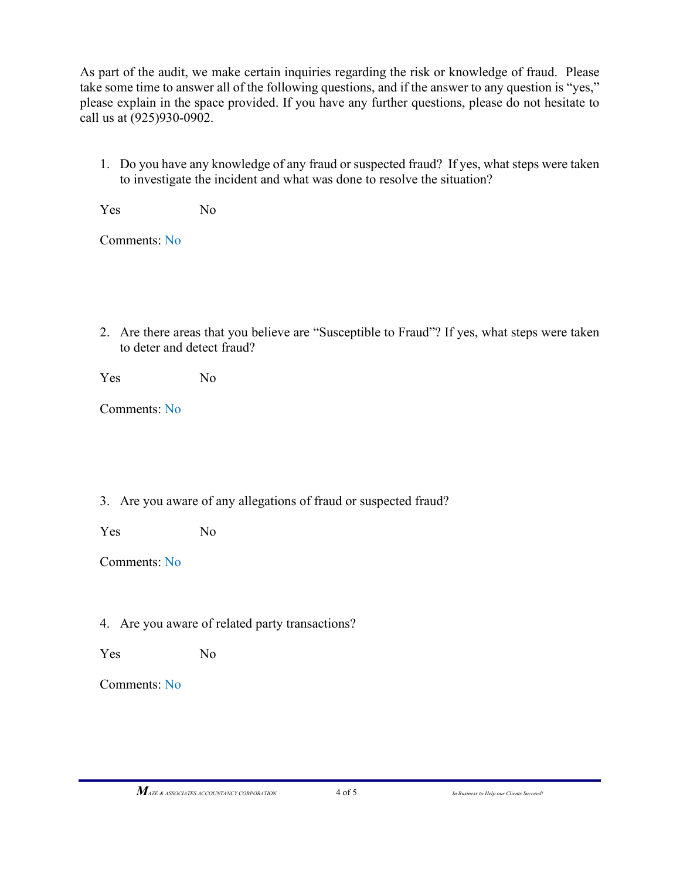As part of the audit, we make certain inquiries regarding the risk or knowledge of fraud. Please take some time to answer all of the following questions, and if the answer to any question is "yes," please explain in the space provided. If you have any further questions, please do not hesitate to call us at (925)930-0902.

1. Do you have any knowledge of any fraud or suspected fraud? If yes, what steps were taken to investigate the incident and what was done to resolve the situation?

   Yes No

   Comments: No

2. Are there areas that you believe are "Susceptible to Fraud"? If yes, what steps were taken to deter and detect fraud?

   Yes No

   Comments: No

3. Are you aware of any allegations of fraud or suspected fraud?

   Yes No

   Comments: No

4. Are you aware of related party transactions?

   Yes No

   Comments: No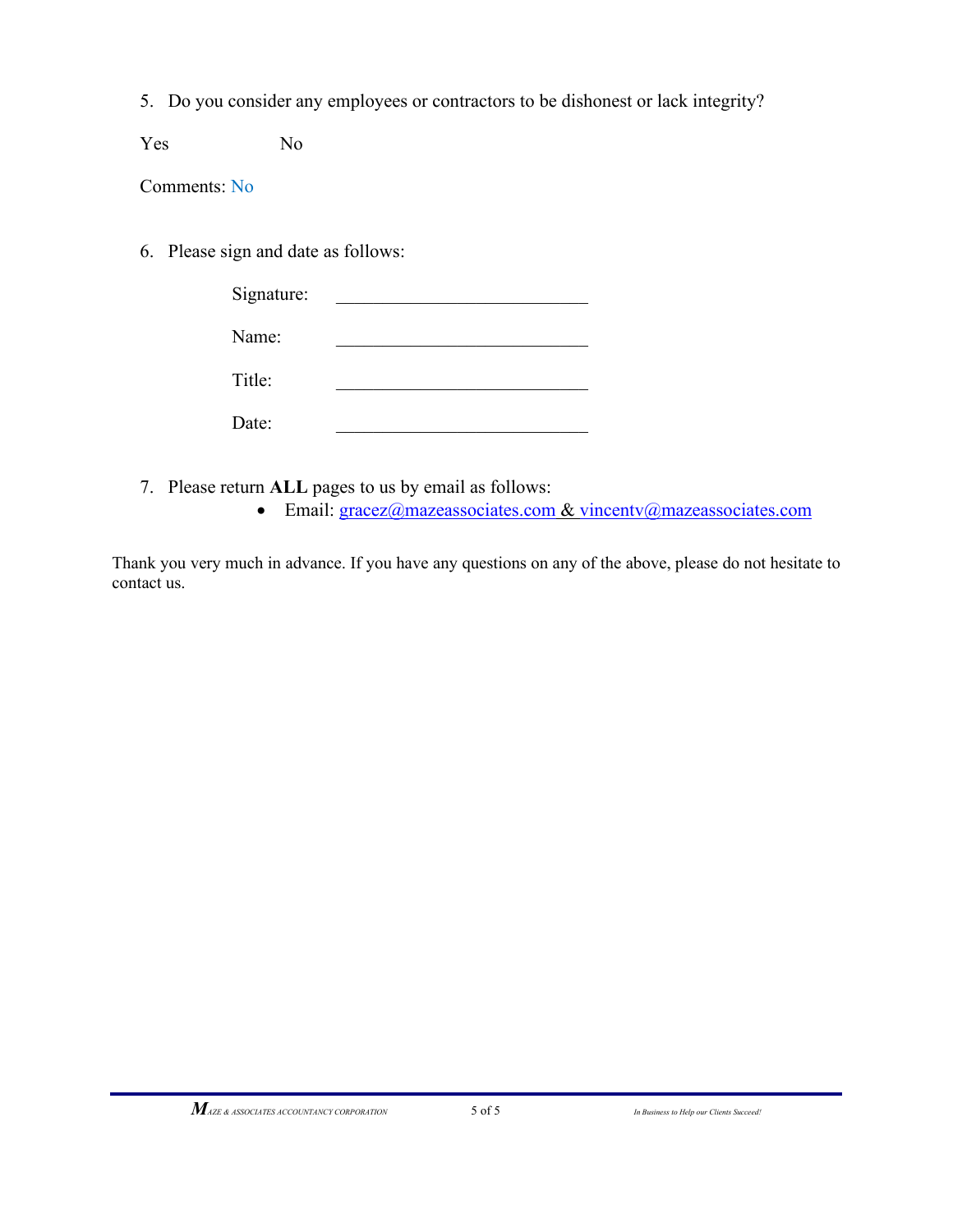5. Do you consider any employees or contractors to be dishonest or lack integrity?

Yes No

Comments: No

6. Please sign and date as follows:

Signature: ____________________________

Name: ____________________________

Title: ____________________________

Date: ____________________________

7. Please return **ALL** pages to us by email as follows:
   - Email: gracez@mazeassociates.com & vincentv@mazeassociates.com

Thank you very much in advance. If you have any questions on any of the above, please do not hesitate to contact us.